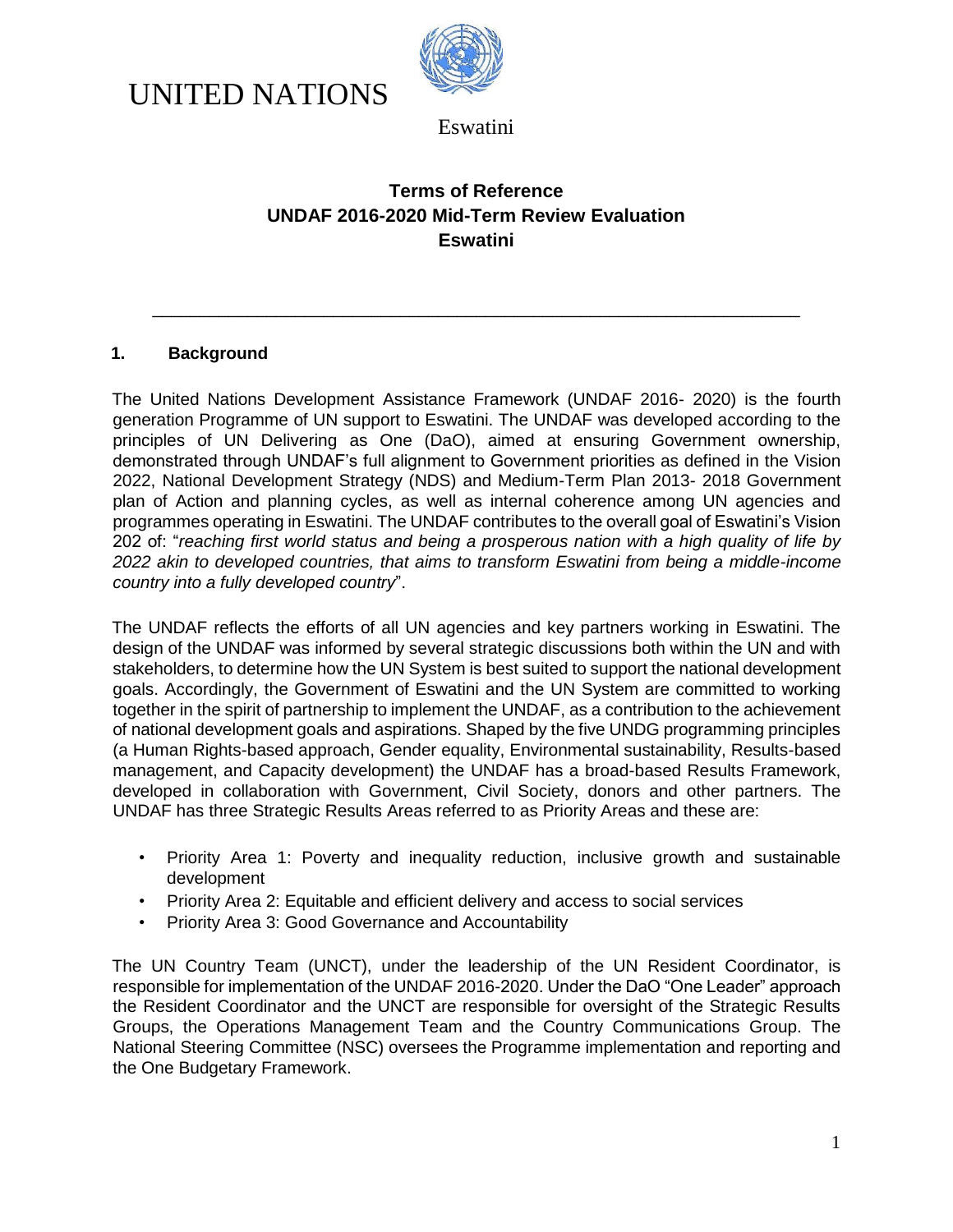UNITED NATIONS

Eswatini

# Terms of Reference
# UNDAF 2016-2020 Mid-Term Review Evaluation
# Eswatini

---

## 1. Background

The United Nations Development Assistance Framework (UNDAF 2016- 2020) is the fourth generation Programme of UN support to Eswatini. The UNDAF was developed according to the principles of UN Delivering as One (DaO), aimed at ensuring Government ownership, demonstrated through UNDAF's full alignment to Government priorities as defined in the Vision 2022, National Development Strategy (NDS) and Medium-Term Plan 2013- 2018 Government plan of Action and planning cycles, as well as internal coherence among UN agencies and programmes operating in Eswatini. The UNDAF contributes to the overall goal of Eswatini's Vision 202 of: "*reaching first world status and being a prosperous nation with a high quality of life by 2022 akin to developed countries, that aims to transform Eswatini from being a middle-income country into a fully developed country*".

The UNDAF reflects the efforts of all UN agencies and key partners working in Eswatini. The design of the UNDAF was informed by several strategic discussions both within the UN and with stakeholders, to determine how the UN System is best suited to support the national development goals. Accordingly, the Government of Eswatini and the UN System are committed to working together in the spirit of partnership to implement the UNDAF, as a contribution to the achievement of national development goals and aspirations. Shaped by the five UNDG programming principles (a Human Rights-based approach, Gender equality, Environmental sustainability, Results-based management, and Capacity development) the UNDAF has a broad-based Results Framework, developed in collaboration with Government, Civil Society, donors and other partners. The UNDAF has three Strategic Results Areas referred to as Priority Areas and these are:

- Priority Area 1: Poverty and inequality reduction, inclusive growth and sustainable development
- Priority Area 2: Equitable and efficient delivery and access to social services
- Priority Area 3: Good Governance and Accountability

The UN Country Team (UNCT), under the leadership of the UN Resident Coordinator, is responsible for implementation of the UNDAF 2016-2020. Under the DaO "One Leader" approach the Resident Coordinator and the UNCT are responsible for oversight of the Strategic Results Groups, the Operations Management Team and the Country Communications Group. The National Steering Committee (NSC) oversees the Programme implementation and reporting and the One Budgetary Framework.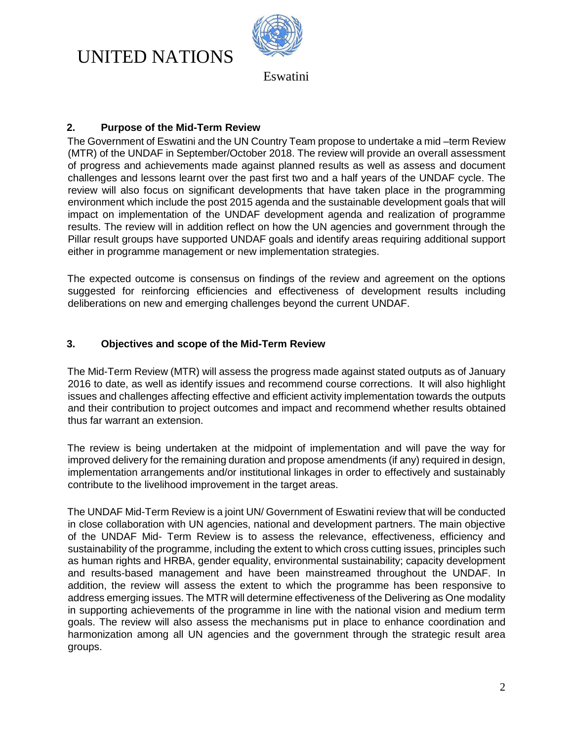## 2. Purpose of the Mid-Term Review

The Government of Eswatini and the UN Country Team propose to undertake a mid –term Review (MTR) of the UNDAF in September/October 2018. The review will provide an overall assessment of progress and achievements made against planned results as well as assess and document challenges and lessons learnt over the past first two and a half years of the UNDAF cycle. The review will also focus on significant developments that have taken place in the programming environment which include the post 2015 agenda and the sustainable development goals that will impact on implementation of the UNDAF development agenda and realization of programme results. The review will in addition reflect on how the UN agencies and government through the Pillar result groups have supported UNDAF goals and identify areas requiring additional support either in programme management or new implementation strategies.

The expected outcome is consensus on findings of the review and agreement on the options suggested for reinforcing efficiencies and effectiveness of development results including deliberations on new and emerging challenges beyond the current UNDAF.

## 3. Objectives and scope of the Mid-Term Review

The Mid-Term Review (MTR) will assess the progress made against stated outputs as of January 2016 to date, as well as identify issues and recommend course corrections. It will also highlight issues and challenges affecting effective and efficient activity implementation towards the outputs and their contribution to project outcomes and impact and recommend whether results obtained thus far warrant an extension.

The review is being undertaken at the midpoint of implementation and will pave the way for improved delivery for the remaining duration and propose amendments (if any) required in design, implementation arrangements and/or institutional linkages in order to effectively and sustainably contribute to the livelihood improvement in the target areas.

The UNDAF Mid-Term Review is a joint UN/ Government of Eswatini review that will be conducted in close collaboration with UN agencies, national and development partners. The main objective of the UNDAF Mid- Term Review is to assess the relevance, effectiveness, efficiency and sustainability of the programme, including the extent to which cross cutting issues, principles such as human rights and HRBA, gender equality, environmental sustainability; capacity development and results-based management and have been mainstreamed throughout the UNDAF. In addition, the review will assess the extent to which the programme has been responsive to address emerging issues. The MTR will determine effectiveness of the Delivering as One modality in supporting achievements of the programme in line with the national vision and medium term goals. The review will also assess the mechanisms put in place to enhance coordination and harmonization among all UN agencies and the government through the strategic result area groups.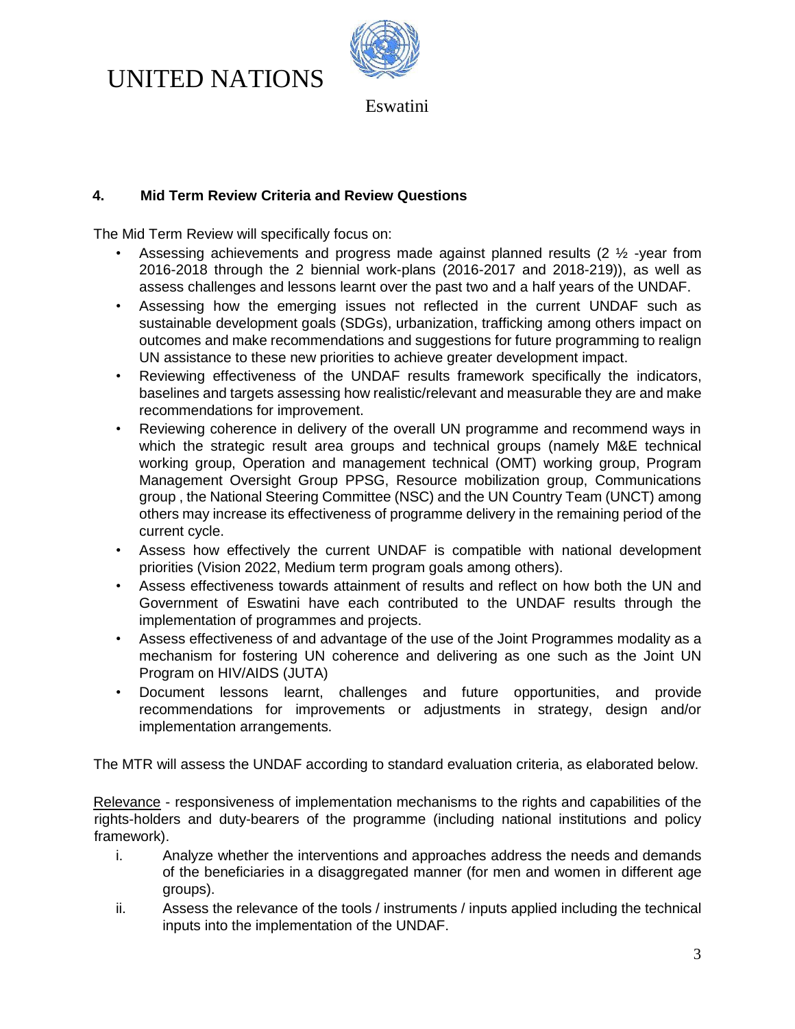UNITED NATIONS

Eswatini

### 4. Mid Term Review Criteria and Review Questions

The Mid Term Review will specifically focus on:

- Assessing achievements and progress made against planned results (2 ½ -year from 2016-2018 through the 2 biennial work-plans (2016-2017 and 2018-219)), as well as assess challenges and lessons learnt over the past two and a half years of the UNDAF.
- Assessing how the emerging issues not reflected in the current UNDAF such as sustainable development goals (SDGs), urbanization, trafficking among others impact on outcomes and make recommendations and suggestions for future programming to realign UN assistance to these new priorities to achieve greater development impact.
- Reviewing effectiveness of the UNDAF results framework specifically the indicators, baselines and targets assessing how realistic/relevant and measurable they are and make recommendations for improvement.
- Reviewing coherence in delivery of the overall UN programme and recommend ways in which the strategic result area groups and technical groups (namely M&E technical working group, Operation and management technical (OMT) working group, Program Management Oversight Group PPSG, Resource mobilization group, Communications group , the National Steering Committee (NSC) and the UN Country Team (UNCT) among others may increase its effectiveness of programme delivery in the remaining period of the current cycle.
- Assess how effectively the current UNDAF is compatible with national development priorities (Vision 2022, Medium term program goals among others).
- Assess effectiveness towards attainment of results and reflect on how both the UN and Government of Eswatini have each contributed to the UNDAF results through the implementation of programmes and projects.
- Assess effectiveness of and advantage of the use of the Joint Programmes modality as a mechanism for fostering UN coherence and delivering as one such as the Joint UN Program on HIV/AIDS (JUTA)
- Document lessons learnt, challenges and future opportunities, and provide recommendations for improvements or adjustments in strategy, design and/or implementation arrangements.

The MTR will assess the UNDAF according to standard evaluation criteria, as elaborated below.

Relevance - responsiveness of implementation mechanisms to the rights and capabilities of the rights-holders and duty-bearers of the programme (including national institutions and policy framework).

i. Analyze whether the interventions and approaches address the needs and demands of the beneficiaries in a disaggregated manner (for men and women in different age groups).
ii. Assess the relevance of the tools / instruments / inputs applied including the technical inputs into the implementation of the UNDAF.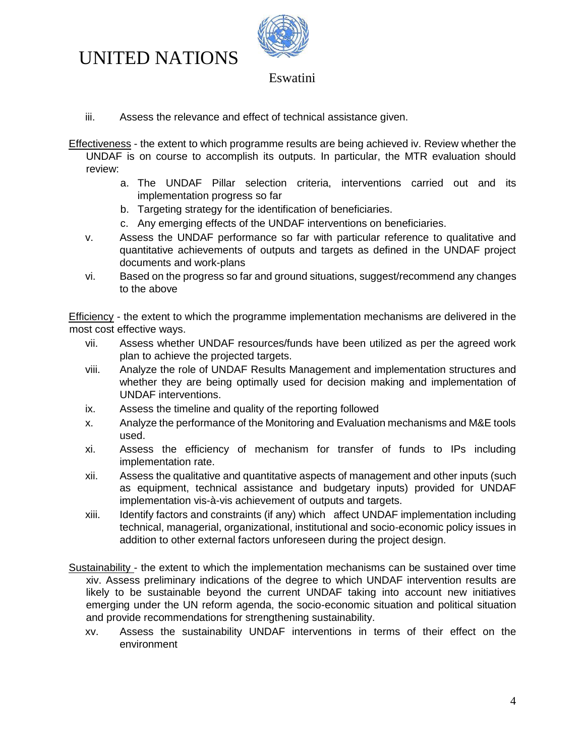iii. Assess the relevance and effect of technical assistance given.

Effectiveness - the extent to which programme results are being achieved iv. Review whether the UNDAF is on course to accomplish its outputs. In particular, the MTR evaluation should review:

a. The UNDAF Pillar selection criteria, interventions carried out and its implementation progress so far
b. Targeting strategy for the identification of beneficiaries.
c. Any emerging effects of the UNDAF interventions on beneficiaries.

v. Assess the UNDAF performance so far with particular reference to qualitative and quantitative achievements of outputs and targets as defined in the UNDAF project documents and work-plans

vi. Based on the progress so far and ground situations, suggest/recommend any changes to the above

Efficiency - the extent to which the programme implementation mechanisms are delivered in the most cost effective ways.

vii. Assess whether UNDAF resources/funds have been utilized as per the agreed work plan to achieve the projected targets.

viii. Analyze the role of UNDAF Results Management and implementation structures and whether they are being optimally used for decision making and implementation of UNDAF interventions.

ix. Assess the timeline and quality of the reporting followed

x. Analyze the performance of the Monitoring and Evaluation mechanisms and M&E tools used.

xi. Assess the efficiency of mechanism for transfer of funds to IPs including implementation rate.

xii. Assess the qualitative and quantitative aspects of management and other inputs (such as equipment, technical assistance and budgetary inputs) provided for UNDAF implementation vis-à-vis achievement of outputs and targets.

xiii. Identify factors and constraints (if any) which affect UNDAF implementation including technical, managerial, organizational, institutional and socio-economic policy issues in addition to other external factors unforeseen during the project design.

Sustainability - the extent to which the implementation mechanisms can be sustained over time xiv. Assess preliminary indications of the degree to which UNDAF intervention results are likely to be sustainable beyond the current UNDAF taking into account new initiatives emerging under the UN reform agenda, the socio-economic situation and political situation and provide recommendations for strengthening sustainability.

xv. Assess the sustainability UNDAF interventions in terms of their effect on the environment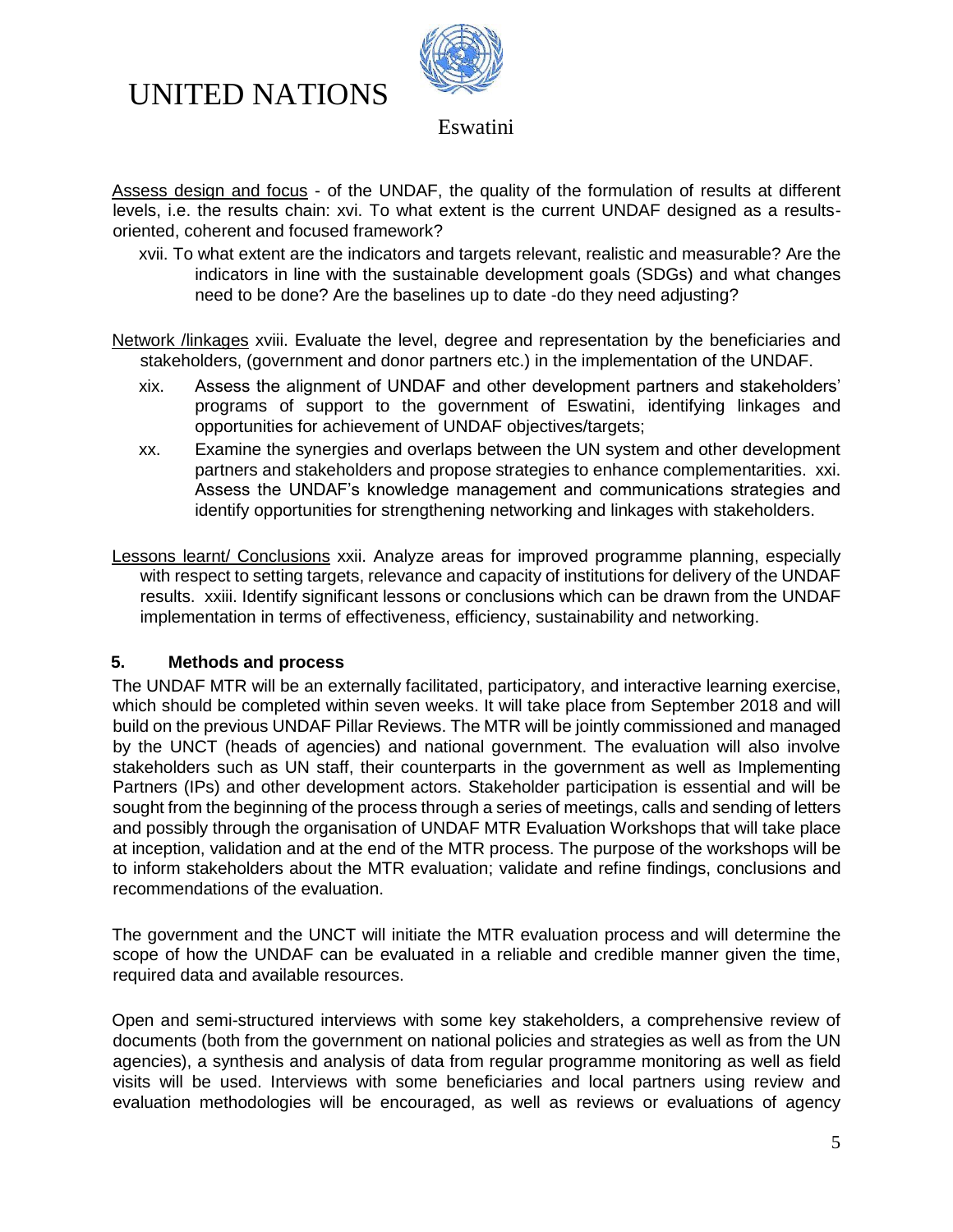Assess design and focus - of the UNDAF, the quality of the formulation of results at different levels, i.e. the results chain: xvi. To what extent is the current UNDAF designed as a results-oriented, coherent and focused framework?

xvii. To what extent are the indicators and targets relevant, realistic and measurable? Are the indicators in line with the sustainable development goals (SDGs) and what changes need to be done? Are the baselines up to date -do they need adjusting?

Network /linkages xviii. Evaluate the level, degree and representation by the beneficiaries and stakeholders, (government and donor partners etc.) in the implementation of the UNDAF.

xix. Assess the alignment of UNDAF and other development partners and stakeholders' programs of support to the government of Eswatini, identifying linkages and opportunities for achievement of UNDAF objectives/targets;

xx. Examine the synergies and overlaps between the UN system and other development partners and stakeholders and propose strategies to enhance complementarities. xxi. Assess the UNDAF's knowledge management and communications strategies and identify opportunities for strengthening networking and linkages with stakeholders.

Lessons learnt/ Conclusions xxii. Analyze areas for improved programme planning, especially with respect to setting targets, relevance and capacity of institutions for delivery of the UNDAF results. xxiii. Identify significant lessons or conclusions which can be drawn from the UNDAF implementation in terms of effectiveness, efficiency, sustainability and networking.

## 5. Methods and process

The UNDAF MTR will be an externally facilitated, participatory, and interactive learning exercise, which should be completed within seven weeks. It will take place from September 2018 and will build on the previous UNDAF Pillar Reviews. The MTR will be jointly commissioned and managed by the UNCT (heads of agencies) and national government. The evaluation will also involve stakeholders such as UN staff, their counterparts in the government as well as Implementing Partners (IPs) and other development actors. Stakeholder participation is essential and will be sought from the beginning of the process through a series of meetings, calls and sending of letters and possibly through the organisation of UNDAF MTR Evaluation Workshops that will take place at inception, validation and at the end of the MTR process. The purpose of the workshops will be to inform stakeholders about the MTR evaluation; validate and refine findings, conclusions and recommendations of the evaluation.

The government and the UNCT will initiate the MTR evaluation process and will determine the scope of how the UNDAF can be evaluated in a reliable and credible manner given the time, required data and available resources.

Open and semi-structured interviews with some key stakeholders, a comprehensive review of documents (both from the government on national policies and strategies as well as from the UN agencies), a synthesis and analysis of data from regular programme monitoring as well as field visits will be used. Interviews with some beneficiaries and local partners using review and evaluation methodologies will be encouraged, as well as reviews or evaluations of agency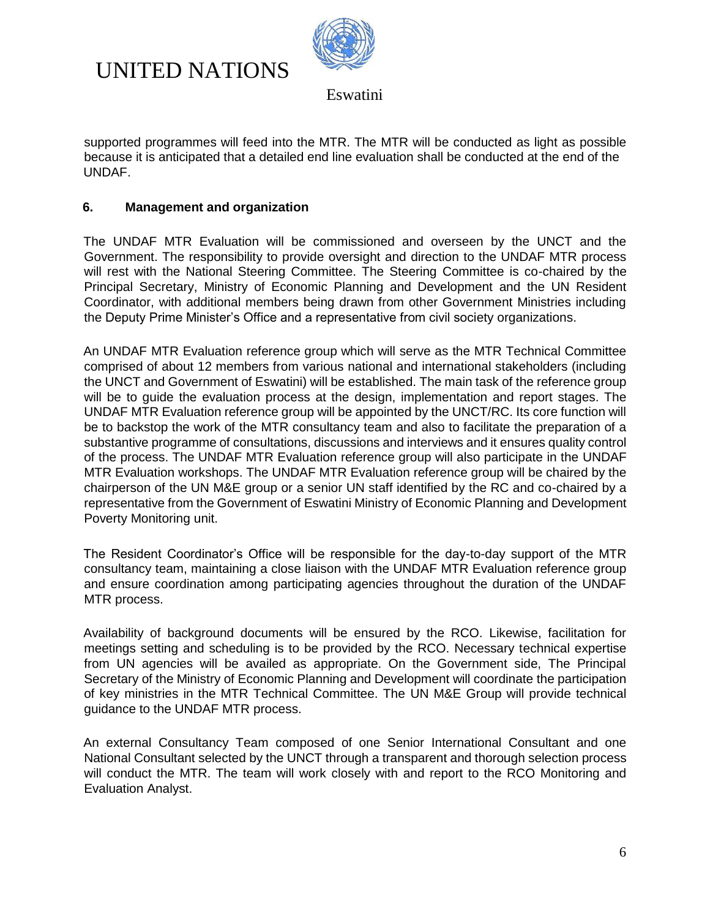supported programmes will feed into the MTR. The MTR will be conducted as light as possible because it is anticipated that a detailed end line evaluation shall be conducted at the end of the UNDAF.

## 6. Management and organization

The UNDAF MTR Evaluation will be commissioned and overseen by the UNCT and the Government. The responsibility to provide oversight and direction to the UNDAF MTR process will rest with the National Steering Committee. The Steering Committee is co-chaired by the Principal Secretary, Ministry of Economic Planning and Development and the UN Resident Coordinator, with additional members being drawn from other Government Ministries including the Deputy Prime Minister's Office and a representative from civil society organizations.

An UNDAF MTR Evaluation reference group which will serve as the MTR Technical Committee comprised of about 12 members from various national and international stakeholders (including the UNCT and Government of Eswatini) will be established. The main task of the reference group will be to guide the evaluation process at the design, implementation and report stages. The UNDAF MTR Evaluation reference group will be appointed by the UNCT/RC. Its core function will be to backstop the work of the MTR consultancy team and also to facilitate the preparation of a substantive programme of consultations, discussions and interviews and it ensures quality control of the process. The UNDAF MTR Evaluation reference group will also participate in the UNDAF MTR Evaluation workshops. The UNDAF MTR Evaluation reference group will be chaired by the chairperson of the UN M&E group or a senior UN staff identified by the RC and co-chaired by a representative from the Government of Eswatini Ministry of Economic Planning and Development Poverty Monitoring unit.

The Resident Coordinator's Office will be responsible for the day-to-day support of the MTR consultancy team, maintaining a close liaison with the UNDAF MTR Evaluation reference group and ensure coordination among participating agencies throughout the duration of the UNDAF MTR process.

Availability of background documents will be ensured by the RCO. Likewise, facilitation for meetings setting and scheduling is to be provided by the RCO. Necessary technical expertise from UN agencies will be availed as appropriate. On the Government side, The Principal Secretary of the Ministry of Economic Planning and Development will coordinate the participation of key ministries in the MTR Technical Committee. The UN M&E Group will provide technical guidance to the UNDAF MTR process.

An external Consultancy Team composed of one Senior International Consultant and one National Consultant selected by the UNCT through a transparent and thorough selection process will conduct the MTR. The team will work closely with and report to the RCO Monitoring and Evaluation Analyst.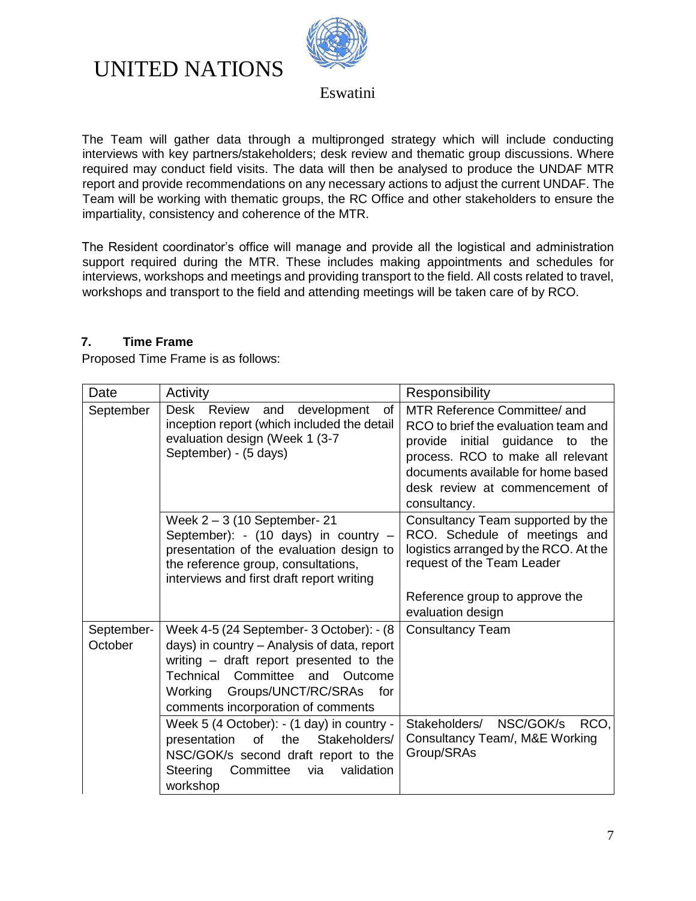The Team will gather data through a multipronged strategy which will include conducting interviews with key partners/stakeholders; desk review and thematic group discussions. Where required may conduct field visits. The data will then be analysed to produce the UNDAF MTR report and provide recommendations on any necessary actions to adjust the current UNDAF. The Team will be working with thematic groups, the RC Office and other stakeholders to ensure the impartiality, consistency and coherence of the MTR.

The Resident coordinator's office will manage and provide all the logistical and administration support required during the MTR. These includes making appointments and schedules for interviews, workshops and meetings and providing transport to the field. All costs related to travel, workshops and transport to the field and attending meetings will be taken care of by RCO.

## 7. Time Frame

Proposed Time Frame is as follows:

| Date | Activity | Responsibility |
|---|---|---|
| September | Desk Review and development of inception report (which included the detail evaluation design (Week 1 (3-7 September) - (5 days) | MTR Reference Committee/ and RCO to brief the evaluation team and provide initial guidance to the process. RCO to make all relevant documents available for home based desk review at commencement of consultancy. |
| | Week 2 – 3 (10 September- 21 September): - (10 days) in country – presentation of the evaluation design to the reference group, consultations, interviews and first draft report writing | Consultancy Team supported by the RCO. Schedule of meetings and logistics arranged by the RCO. At the request of the Team Leader<br><br>Reference group to approve the evaluation design |
| September-October | Week 4-5 (24 September- 3 October): - (8 days) in country – Analysis of data, report writing – draft report presented to the Technical Committee and Outcome Working Groups/UNCT/RC/SRAs for comments incorporation of comments | Consultancy Team |
| | Week 5 (4 October): - (1 day) in country - presentation of the Stakeholders/ NSC/GOK/s second draft report to the Steering Committee via validation workshop | Stakeholders/ NSC/GOK/s RCO, Consultancy Team/, M&E Working Group/SRAs |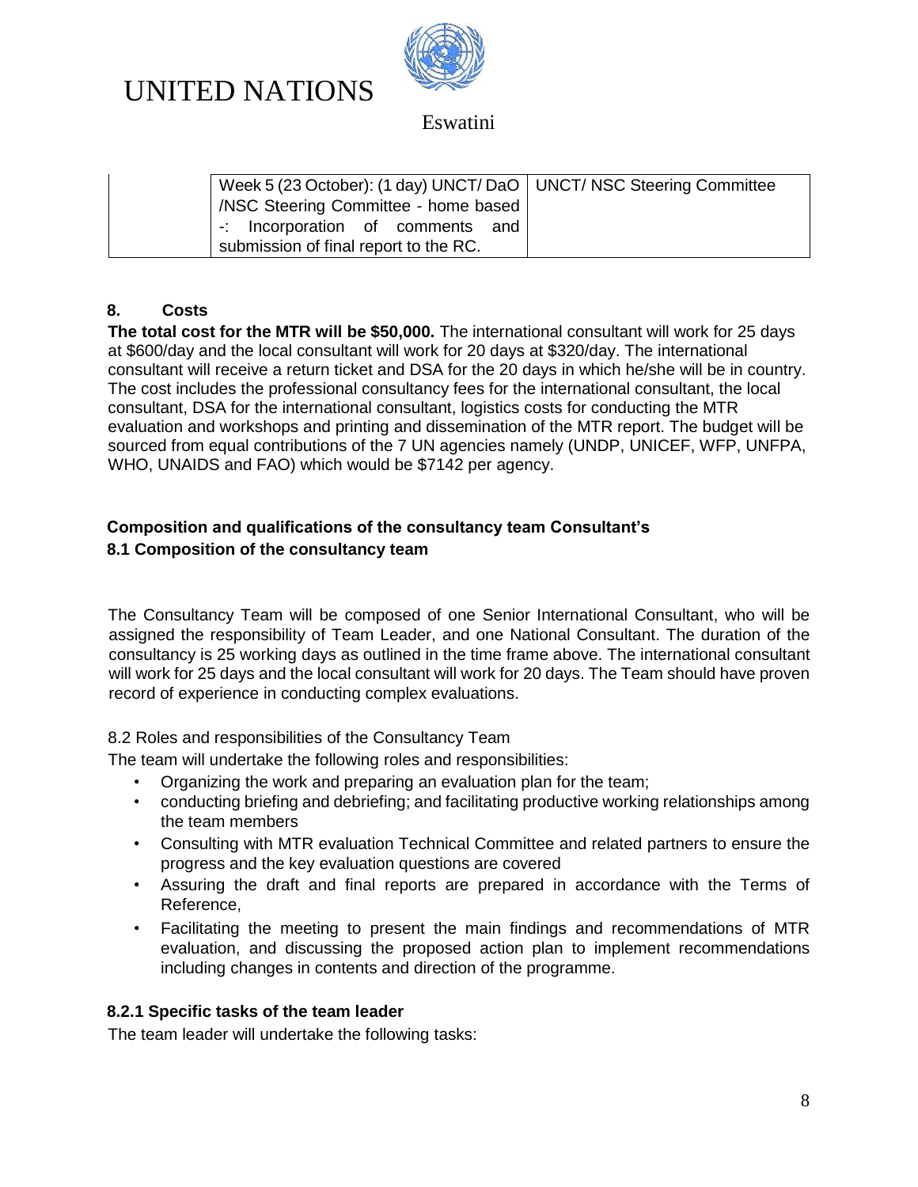| | | |
|---|---|---|
| | Week 5 (23 October): (1 day) UNCT/ DaO /NSC Steering Committee - home based -: Incorporation of comments and submission of final report to the RC. | UNCT/ NSC Steering Committee |

## 8. Costs

**The total cost for the MTR will be $50,000.** The international consultant will work for 25 days at $600/day and the local consultant will work for 20 days at $320/day. The international consultant will receive a return ticket and DSA for the 20 days in which he/she will be in country. The cost includes the professional consultancy fees for the international consultant, the local consultant, DSA for the international consultant, logistics costs for conducting the MTR evaluation and workshops and printing and dissemination of the MTR report. The budget will be sourced from equal contributions of the 7 UN agencies namely (UNDP, UNICEF, WFP, UNFPA, WHO, UNAIDS and FAO) which would be $7142 per agency.

### Composition and qualifications of the consultancy team Consultant's

### 8.1 Composition of the consultancy team

The Consultancy Team will be composed of one Senior International Consultant, who will be assigned the responsibility of Team Leader, and one National Consultant. The duration of the consultancy is 25 working days as outlined in the time frame above. The international consultant will work for 25 days and the local consultant will work for 20 days. The Team should have proven record of experience in conducting complex evaluations.

8.2 Roles and responsibilities of the Consultancy Team

The team will undertake the following roles and responsibilities:

- Organizing the work and preparing an evaluation plan for the team;
- conducting briefing and debriefing; and facilitating productive working relationships among the team members
- Consulting with MTR evaluation Technical Committee and related partners to ensure the progress and the key evaluation questions are covered
- Assuring the draft and final reports are prepared in accordance with the Terms of Reference,
- Facilitating the meeting to present the main findings and recommendations of MTR evaluation, and discussing the proposed action plan to implement recommendations including changes in contents and direction of the programme.

### 8.2.1 Specific tasks of the team leader

The team leader will undertake the following tasks: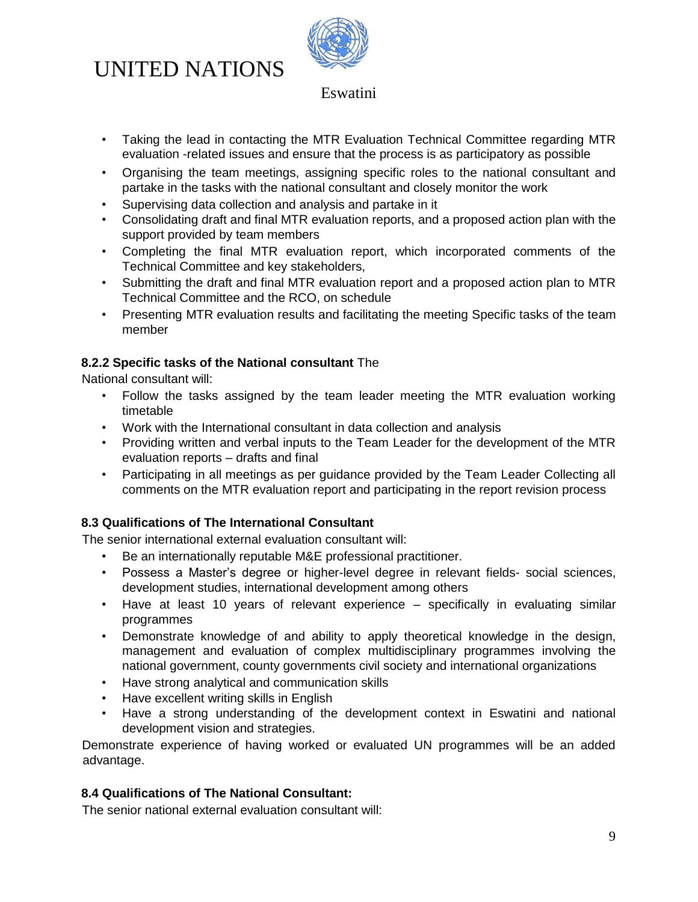- Taking the lead in contacting the MTR Evaluation Technical Committee regarding MTR evaluation -related issues and ensure that the process is as participatory as possible
- Organising the team meetings, assigning specific roles to the national consultant and partake in the tasks with the national consultant and closely monitor the work
- Supervising data collection and analysis and partake in it
- Consolidating draft and final MTR evaluation reports, and a proposed action plan with the support provided by team members
- Completing the final MTR evaluation report, which incorporated comments of the Technical Committee and key stakeholders,
- Submitting the draft and final MTR evaluation report and a proposed action plan to MTR Technical Committee and the RCO, on schedule
- Presenting MTR evaluation results and facilitating the meeting Specific tasks of the team member

**8.2.2 Specific tasks of the National consultant** The National consultant will:

- Follow the tasks assigned by the team leader meeting the MTR evaluation working timetable
- Work with the International consultant in data collection and analysis
- Providing written and verbal inputs to the Team Leader for the development of the MTR evaluation reports – drafts and final
- Participating in all meetings as per guidance provided by the Team Leader Collecting all comments on the MTR evaluation report and participating in the report revision process

**8.3 Qualifications of The International Consultant**

The senior international external evaluation consultant will:

- Be an internationally reputable M&E professional practitioner.
- Possess a Master's degree or higher-level degree in relevant fields- social sciences, development studies, international development among others
- Have at least 10 years of relevant experience – specifically in evaluating similar programmes
- Demonstrate knowledge of and ability to apply theoretical knowledge in the design, management and evaluation of complex multidisciplinary programmes involving the national government, county governments civil society and international organizations
- Have strong analytical and communication skills
- Have excellent writing skills in English
- Have a strong understanding of the development context in Eswatini and national development vision and strategies.

Demonstrate experience of having worked or evaluated UN programmes will be an added advantage.

**8.4 Qualifications of The National Consultant:**

The senior national external evaluation consultant will: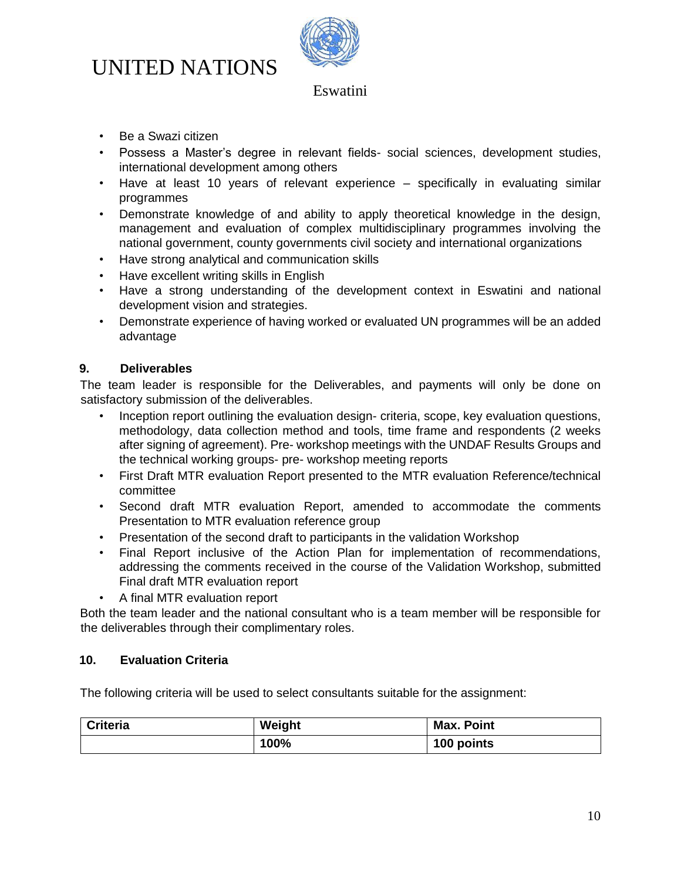- Be a Swazi citizen
- Possess a Master's degree in relevant fields- social sciences, development studies, international development among others
- Have at least 10 years of relevant experience – specifically in evaluating similar programmes
- Demonstrate knowledge of and ability to apply theoretical knowledge in the design, management and evaluation of complex multidisciplinary programmes involving the national government, county governments civil society and international organizations
- Have strong analytical and communication skills
- Have excellent writing skills in English
- Have a strong understanding of the development context in Eswatini and national development vision and strategies.
- Demonstrate experience of having worked or evaluated UN programmes will be an added advantage

## 9. Deliverables

The team leader is responsible for the Deliverables, and payments will only be done on satisfactory submission of the deliverables.

- Inception report outlining the evaluation design- criteria, scope, key evaluation questions, methodology, data collection method and tools, time frame and respondents (2 weeks after signing of agreement). Pre- workshop meetings with the UNDAF Results Groups and the technical working groups- pre- workshop meeting reports
- First Draft MTR evaluation Report presented to the MTR evaluation Reference/technical committee
- Second draft MTR evaluation Report, amended to accommodate the comments Presentation to MTR evaluation reference group
- Presentation of the second draft to participants in the validation Workshop
- Final Report inclusive of the Action Plan for implementation of recommendations, addressing the comments received in the course of the Validation Workshop, submitted Final draft MTR evaluation report
- A final MTR evaluation report

Both the team leader and the national consultant who is a team member will be responsible for the deliverables through their complimentary roles.

## 10. Evaluation Criteria

The following criteria will be used to select consultants suitable for the assignment:

| Criteria | Weight | Max. Point |
|---|---|---|
| | **100%** | **100 points** |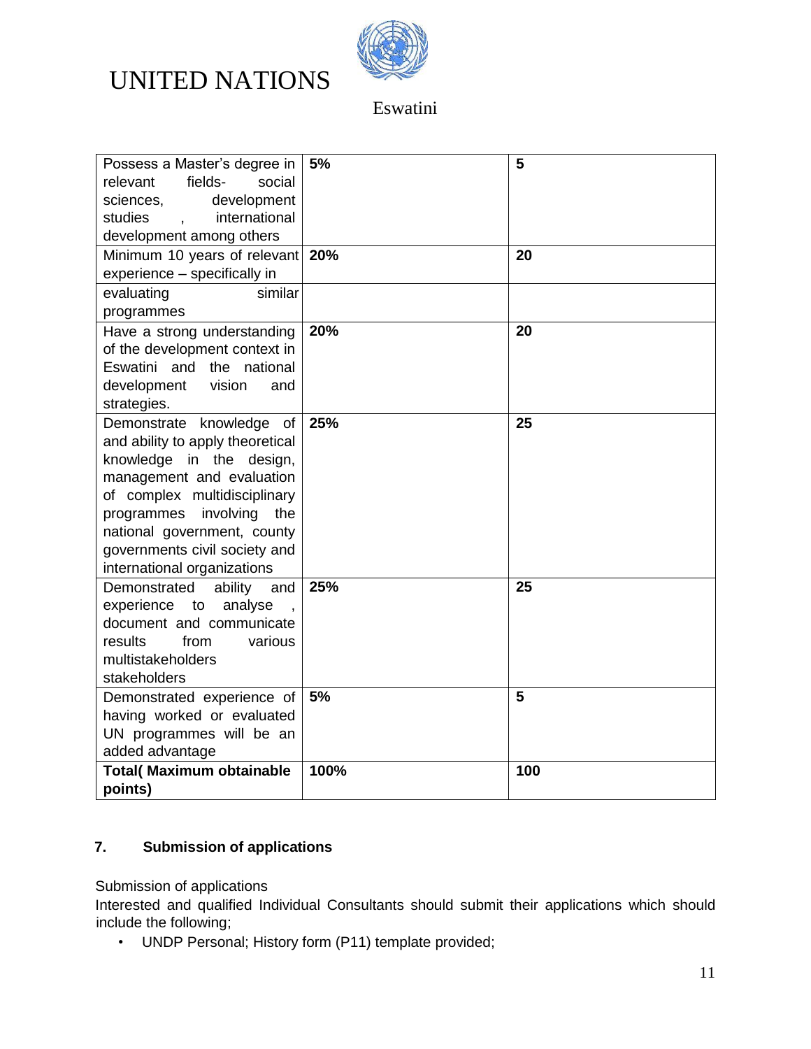| | | |
|---|---|---|
| Possess a Master's degree in relevant fields- social sciences, development studies , international development among others | **5%** | **5** |
| Minimum 10 years of relevant experience – specifically in | **20%** | **20** |
| evaluating similar programmes | | |
| Have a strong understanding of the development context in Eswatini and the national development vision and strategies. | **20%** | **20** |
| Demonstrate knowledge of and ability to apply theoretical knowledge in the design, management and evaluation of complex multidisciplinary programmes involving the national government, county governments civil society and international organizations | **25%** | **25** |
| Demonstrated ability and experience to analyse , document and communicate results from various multistakeholders stakeholders | **25%** | **25** |
| Demonstrated experience of having worked or evaluated UN programmes will be an added advantage | **5%** | **5** |
| **Total( Maximum obtainable points)** | **100%** | **100** |

## 7. Submission of applications

Submission of applications

Interested and qualified Individual Consultants should submit their applications which should include the following;

- UNDP Personal; History form (P11) template provided;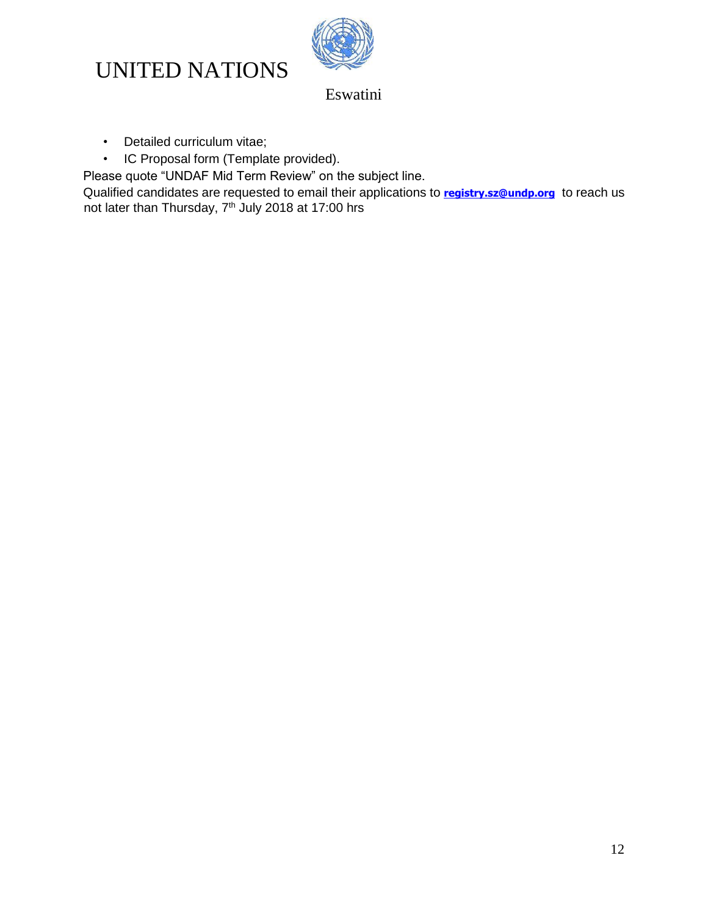- Detailed curriculum vitae;
- IC Proposal form (Template provided).

Please quote "UNDAF Mid Term Review" on the subject line.

Qualified candidates are requested to email their applications to **registry.sz@undp.org** to reach us not later than Thursday, 7th July 2018 at 17:00 hrs